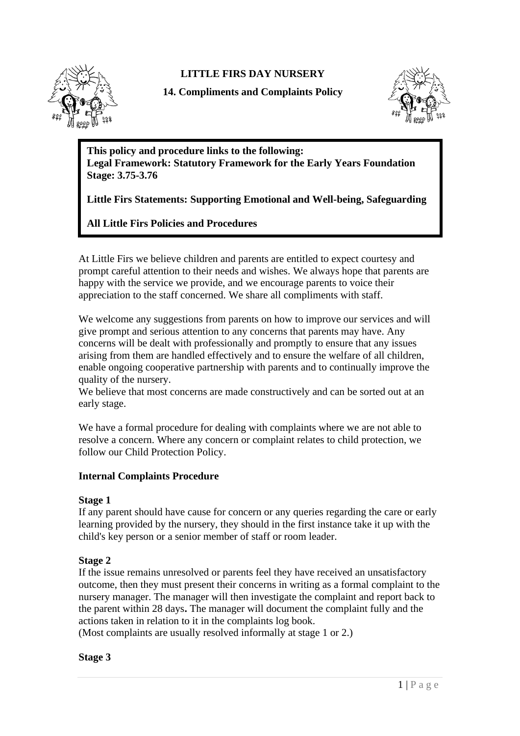# LITTLE FIRS DAY NURSERY

## 14. Compliments and Complaints Policy

**This policy and procedure links to the following:**
**Legal Framework: Statutory Framework for the Early Years Foundation Stage: 3.75-3.76**

**Little Firs Statements: Supporting Emotional and Well-being, Safeguarding**

**All Little Firs Policies and Procedures**

At Little Firs we believe children and parents are entitled to expect courtesy and prompt careful attention to their needs and wishes. We always hope that parents are happy with the service we provide, and we encourage parents to voice their appreciation to the staff concerned. We share all compliments with staff.

We welcome any suggestions from parents on how to improve our services and will give prompt and serious attention to any concerns that parents may have. Any concerns will be dealt with professionally and promptly to ensure that any issues arising from them are handled effectively and to ensure the welfare of all children, enable ongoing cooperative partnership with parents and to continually improve the quality of the nursery.
We believe that most concerns are made constructively and can be sorted out at an early stage.

We have a formal procedure for dealing with complaints where we are not able to resolve a concern. Where any concern or complaint relates to child protection, we follow our Child Protection Policy.

### Internal Complaints Procedure

**Stage 1**
If any parent should have cause for concern or any queries regarding the care or early learning provided by the nursery, they should in the first instance take it up with the child's key person or a senior member of staff or room leader.

**Stage 2**
If the issue remains unresolved or parents feel they have received an unsatisfactory outcome, then they must present their concerns in writing as a formal complaint to the nursery manager. The manager will then investigate the complaint and report back to the parent within 28 days**.** The manager will document the complaint fully and the actions taken in relation to it in the complaints log book.
(Most complaints are usually resolved informally at stage 1 or 2.)

**Stage 3**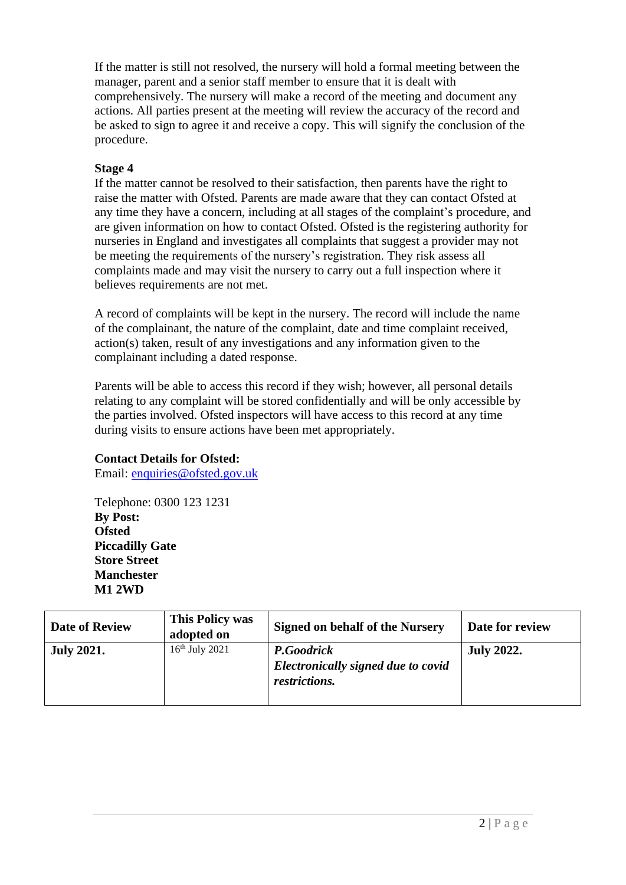If the matter is still not resolved, the nursery will hold a formal meeting between the manager, parent and a senior staff member to ensure that it is dealt with comprehensively. The nursery will make a record of the meeting and document any actions. All parties present at the meeting will review the accuracy of the record and be asked to sign to agree it and receive a copy. This will signify the conclusion of the procedure.

**Stage 4**

If the matter cannot be resolved to their satisfaction, then parents have the right to raise the matter with Ofsted. Parents are made aware that they can contact Ofsted at any time they have a concern, including at all stages of the complaint's procedure, and are given information on how to contact Ofsted. Ofsted is the registering authority for nurseries in England and investigates all complaints that suggest a provider may not be meeting the requirements of the nursery's registration. They risk assess all complaints made and may visit the nursery to carry out a full inspection where it believes requirements are not met.

A record of complaints will be kept in the nursery. The record will include the name of the complainant, the nature of the complaint, date and time complaint received, action(s) taken, result of any investigations and any information given to the complainant including a dated response.

Parents will be able to access this record if they wish; however, all personal details relating to any complaint will be stored confidentially and will be only accessible by the parties involved. Ofsted inspectors will have access to this record at any time during visits to ensure actions have been met appropriately.

**Contact Details for Ofsted:**

Email: enquiries@ofsted.gov.uk

Telephone: 0300 123 1231

**By Post:**
**Ofsted**
**Piccadilly Gate**
**Store Street**
**Manchester**
**M1 2WD**

| Date of Review | This Policy was adopted on | Signed on behalf of the Nursery | Date for review |
|---|---|---|---|
| **July 2021.** | 16th July 2021 | ***P.Goodrick*** ***Electronically signed due to covid restrictions.*** | **July 2022.** |